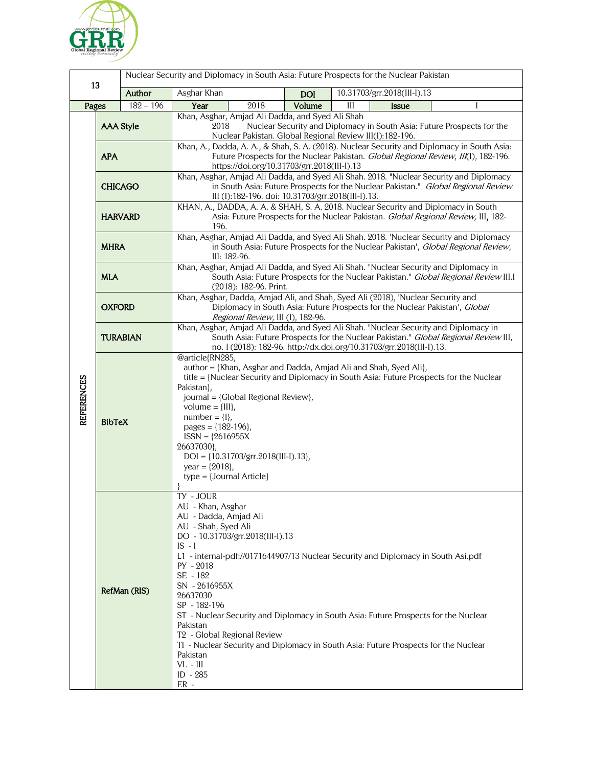| 13 | Nuclear Security and Diplomacy in South Asia: Future Prospects for the Nuclear Pakistan | | | | | | |
|---|---|---|---|---|---|---|---|
| | **Author** | Asghar Khan | | **DOI** | 10.31703/grr.2018(III-I).13 | | |
| **Pages** | 182 – 196 | **Year** | 2018 | **Volume** | III | **Issue** | I |

**REFERENCES**

| Style | Reference |
|---|---|
| **AAA Style** | Khan, Asghar, Amjad Ali Dadda, and Syed Ali Shah 2018 Nuclear Security and Diplomacy in South Asia: Future Prospects for the Nuclear Pakistan. Global Regional Review III(I):182-196. |
| **APA** | Khan, A., Dadda, A. A., & Shah, S. A. (2018). Nuclear Security and Diplomacy in South Asia: Future Prospects for the Nuclear Pakistan. *Global Regional Review, III*(I), 182-196. https://doi.org/10.31703/grr.2018(III-I).13 |
| **CHICAGO** | Khan, Asghar, Amjad Ali Dadda, and Syed Ali Shah. 2018. "Nuclear Security and Diplomacy in South Asia: Future Prospects for the Nuclear Pakistan." *Global Regional Review* III (I):182-196. doi: 10.31703/grr.2018(III-I).13. |
| **HARVARD** | KHAN, A., DADDA, A. A. & SHAH, S. A. 2018. Nuclear Security and Diplomacy in South Asia: Future Prospects for the Nuclear Pakistan. *Global Regional Review,* III, 182-196. |
| **MHRA** | Khan, Asghar, Amjad Ali Dadda, and Syed Ali Shah. 2018. 'Nuclear Security and Diplomacy in South Asia: Future Prospects for the Nuclear Pakistan', *Global Regional Review*, III: 182-96. |
| **MLA** | Khan, Asghar, Amjad Ali Dadda, and Syed Ali Shah. "Nuclear Security and Diplomacy in South Asia: Future Prospects for the Nuclear Pakistan." *Global Regional Review* III.I (2018): 182-96. Print. |
| **OXFORD** | Khan, Asghar, Dadda, Amjad Ali, and Shah, Syed Ali (2018), 'Nuclear Security and Diplomacy in South Asia: Future Prospects for the Nuclear Pakistan', *Global Regional Review,* III (I), 182-96. |
| **TURABIAN** | Khan, Asghar, Amjad Ali Dadda, and Syed Ali Shah. "Nuclear Security and Diplomacy in South Asia: Future Prospects for the Nuclear Pakistan." *Global Regional Review* III, no. I (2018): 182-96. http://dx.doi.org/10.31703/grr.2018(III-I).13. |

**BibTeX**

```
@article{RN285,
   author = {Khan, Asghar and Dadda, Amjad Ali and Shah, Syed Ali},
   title = {Nuclear Security and Diplomacy in South Asia: Future Prospects for the Nuclear Pakistan},
   journal = {Global Regional Review},
   volume = {III},
   number = {I},
   pages = {182-196},
   ISSN = {2616955X
26637030},
   DOI = {10.31703/grr.2018(III-I).13},
   year = {2018},
   type = {Journal Article}
}
```

**RefMan (RIS)**

```
TY  - JOUR
AU  - Khan, Asghar
AU  - Dadda, Amjad Ali
AU  - Shah, Syed Ali
DO  - 10.31703/grr.2018(III-I).13
IS  - I
L1  - internal-pdf://0171644907/13 Nuclear Security and Diplomacy in South Asi.pdf
PY  - 2018
SE  - 182
SN  - 2616955X
26637030
SP  - 182-196
ST  - Nuclear Security and Diplomacy in South Asia: Future Prospects for the Nuclear Pakistan
T2  - Global Regional Review
TI  - Nuclear Security and Diplomacy in South Asia: Future Prospects for the Nuclear Pakistan
VL  - III
ID  - 285
ER  -
```